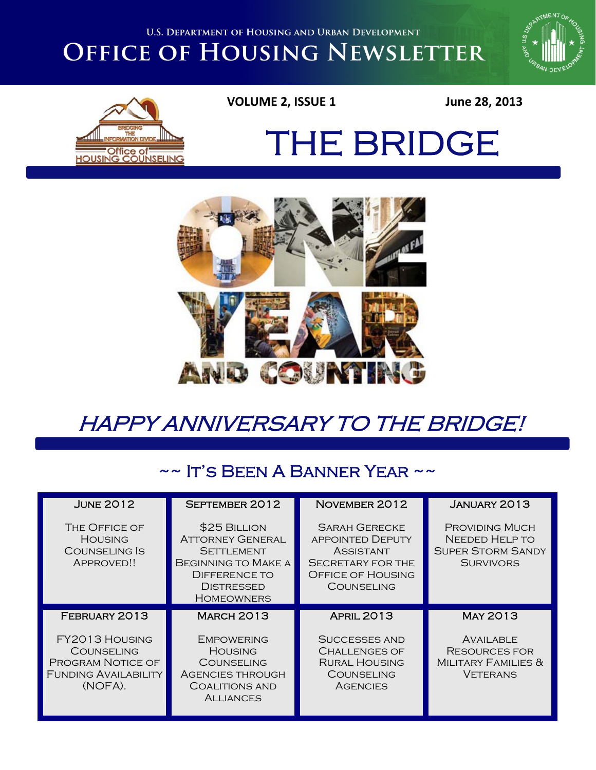U.S. Department of Housing and Urban Development

# Office of Housing Newsletter

Bridging the Information Divide — Office of Housing Counseling

**VOLUME 2, ISSUE 1** **June 28, 2013**

# THE BRIDGE

ONE YEAR AND COUNTING

## *HAPPY ANNIVERSARY TO THE BRIDGE!*

### ~~ It's Been A Banner Year ~~

| June 2012 | September 2012 | November 2012 | January 2013 |
|---|---|---|---|
| The Office of Housing Counseling Is Approved!! | $25 Billion Attorney General Settlement Beginning to Make a Difference to Distressed Homeowners | Sarah Gerecke appointed Deputy Assistant Secretary for the Office of Housing Counseling | Providing Much Needed Help to Super Storm Sandy Survivors |
| **February 2013** | **March 2013** | **April 2013** | **May 2013** |
| FY2013 Housing Counseling Program Notice of Funding Availability (NOFA). | Empowering Housing Counseling Agencies through Coalitions and Alliances | Successes and Challenges of Rural Housing Counseling Agencies | Available Resources for Military Families & Veterans |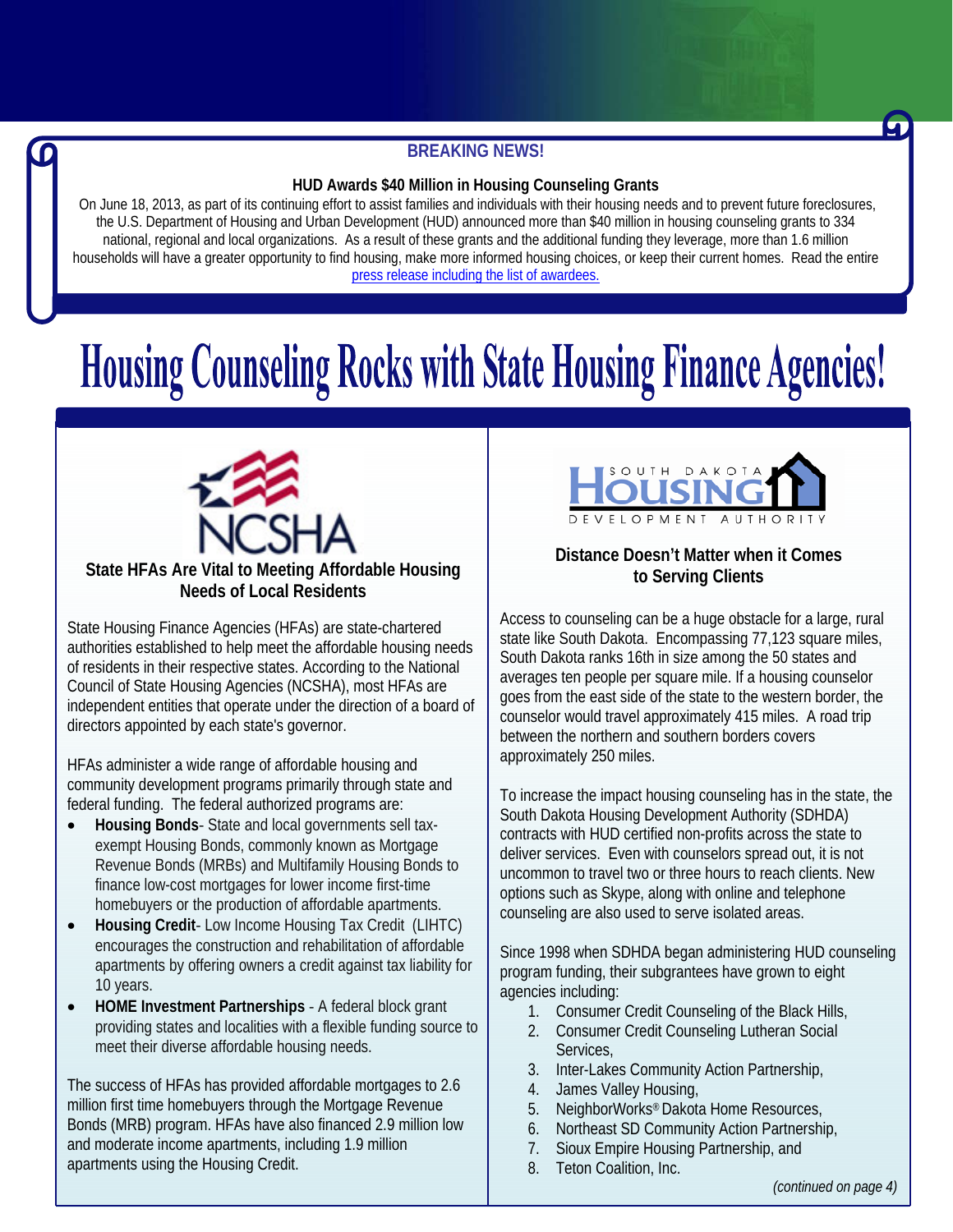**BREAKING NEWS!**

**HUD Awards $40 Million in Housing Counseling Grants**

On June 18, 2013, as part of its continuing effort to assist families and individuals with their housing needs and to prevent future foreclosures, the U.S. Department of Housing and Urban Development (HUD) announced more than $40 million in housing counseling grants to 334 national, regional and local organizations. As a result of these grants and the additional funding they leverage, more than 1.6 million households will have a greater opportunity to find housing, make more informed housing choices, or keep their current homes. Read the entire press release including the list of awardees.

# Housing Counseling Rocks with State Housing Finance Agencies!

NCSHA

### State HFAs Are Vital to Meeting Affordable Housing Needs of Local Residents

State Housing Finance Agencies (HFAs) are state-chartered authorities established to help meet the affordable housing needs of residents in their respective states. According to the National Council of State Housing Agencies (NCSHA), most HFAs are independent entities that operate under the direction of a board of directors appointed by each state's governor.

HFAs administer a wide range of affordable housing and community development programs primarily through state and federal funding. The federal authorized programs are:

- **Housing Bonds**- State and local governments sell tax-exempt Housing Bonds, commonly known as Mortgage Revenue Bonds (MRBs) and Multifamily Housing Bonds to finance low-cost mortgages for lower income first-time homebuyers or the production of affordable apartments.
- **Housing Credit**- Low Income Housing Tax Credit (LIHTC) encourages the construction and rehabilitation of affordable apartments by offering owners a credit against tax liability for 10 years.
- **HOME Investment Partnerships** - A federal block grant providing states and localities with a flexible funding source to meet their diverse affordable housing needs.

The success of HFAs has provided affordable mortgages to 2.6 million first time homebuyers through the Mortgage Revenue Bonds (MRB) program. HFAs have also financed 2.9 million low and moderate income apartments, including 1.9 million apartments using the Housing Credit.

South Dakota Housing Development Authority

### Distance Doesn't Matter when it Comes to Serving Clients

Access to counseling can be a huge obstacle for a large, rural state like South Dakota. Encompassing 77,123 square miles, South Dakota ranks 16th in size among the 50 states and averages ten people per square mile. If a housing counselor goes from the east side of the state to the western border, the counselor would travel approximately 415 miles. A road trip between the northern and southern borders covers approximately 250 miles.

To increase the impact housing counseling has in the state, the South Dakota Housing Development Authority (SDHDA) contracts with HUD certified non-profits across the state to deliver services. Even with counselors spread out, it is not uncommon to travel two or three hours to reach clients. New options such as Skype, along with online and telephone counseling are also used to serve isolated areas.

Since 1998 when SDHDA began administering HUD counseling program funding, their subgrantees have grown to eight agencies including:

1. Consumer Credit Counseling of the Black Hills,
2. Consumer Credit Counseling Lutheran Social Services,
3. Inter-Lakes Community Action Partnership,
4. James Valley Housing,
5. NeighborWorks® Dakota Home Resources,
6. Northeast SD Community Action Partnership,
7. Sioux Empire Housing Partnership, and
8. Teton Coalition, Inc.

*(continued on page 4)*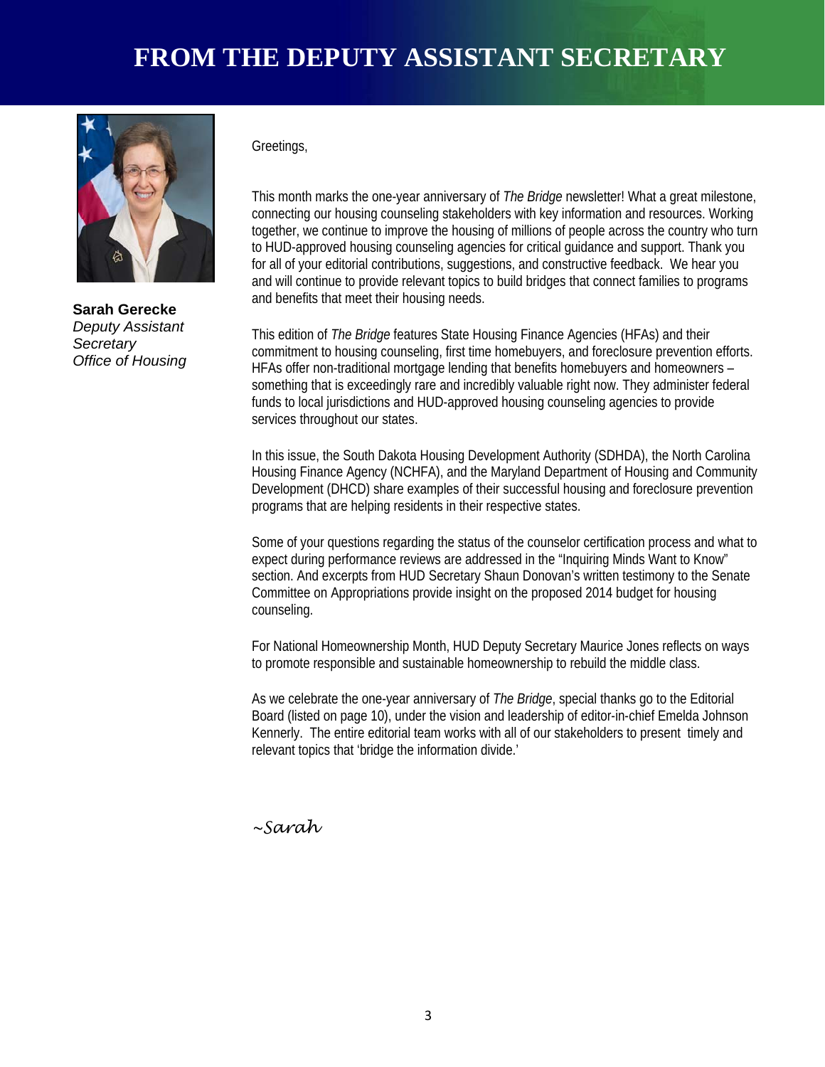# FROM THE DEPUTY ASSISTANT SECRETARY

**Sarah Gerecke**
*Deputy Assistant Secretary*
*Office of Housing*

Greetings,

This month marks the one-year anniversary of *The Bridge* newsletter! What a great milestone, connecting our housing counseling stakeholders with key information and resources. Working together, we continue to improve the housing of millions of people across the country who turn to HUD-approved housing counseling agencies for critical guidance and support. Thank you for all of your editorial contributions, suggestions, and constructive feedback. We hear you and will continue to provide relevant topics to build bridges that connect families to programs and benefits that meet their housing needs.

This edition of *The Bridge* features State Housing Finance Agencies (HFAs) and their commitment to housing counseling, first time homebuyers, and foreclosure prevention efforts. HFAs offer non-traditional mortgage lending that benefits homebuyers and homeowners – something that is exceedingly rare and incredibly valuable right now. They administer federal funds to local jurisdictions and HUD-approved housing counseling agencies to provide services throughout our states.

In this issue, the South Dakota Housing Development Authority (SDHDA), the North Carolina Housing Finance Agency (NCHFA), and the Maryland Department of Housing and Community Development (DHCD) share examples of their successful housing and foreclosure prevention programs that are helping residents in their respective states.

Some of your questions regarding the status of the counselor certification process and what to expect during performance reviews are addressed in the "Inquiring Minds Want to Know" section. And excerpts from HUD Secretary Shaun Donovan's written testimony to the Senate Committee on Appropriations provide insight on the proposed 2014 budget for housing counseling.

For National Homeownership Month, HUD Deputy Secretary Maurice Jones reflects on ways to promote responsible and sustainable homeownership to rebuild the middle class.

As we celebrate the one-year anniversary of *The Bridge*, special thanks go to the Editorial Board (listed on page 10), under the vision and leadership of editor-in-chief Emelda Johnson Kennerly. The entire editorial team works with all of our stakeholders to present timely and relevant topics that 'bridge the information divide.'

*~Sarah*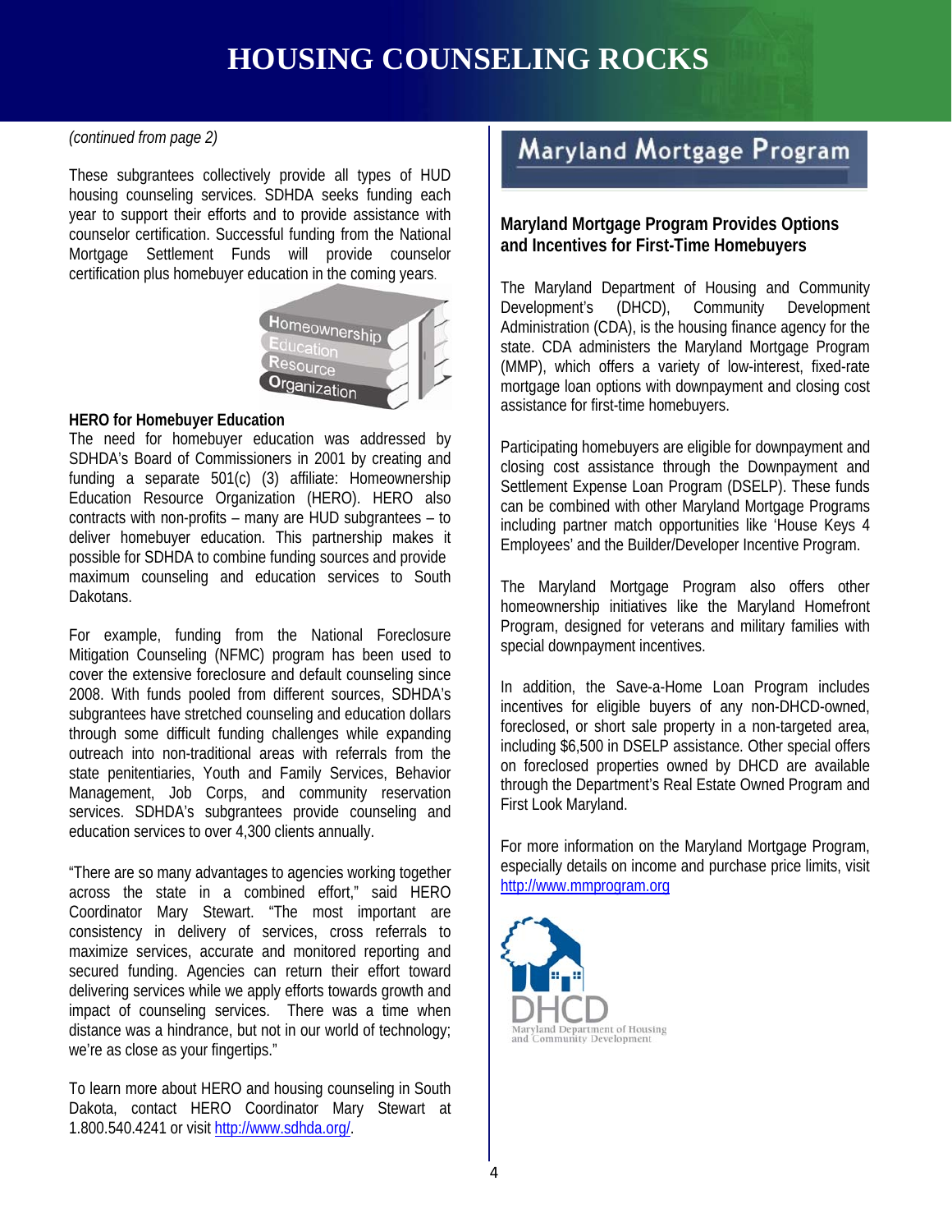# HOUSING COUNSELING ROCKS

*(continued from page 2)*

These subgrantees collectively provide all types of HUD housing counseling services. SDHDA seeks funding each year to support their efforts and to provide assistance with counselor certification. Successful funding from the National Mortgage Settlement Funds will provide counselor certification plus homebuyer education in the coming years.

Homeownership
Education
Resource
Organization

**HERO for Homebuyer Education**

The need for homebuyer education was addressed by SDHDA's Board of Commissioners in 2001 by creating and funding a separate 501(c) (3) affiliate: Homeownership Education Resource Organization (HERO). HERO also contracts with non-profits – many are HUD subgrantees – to deliver homebuyer education. This partnership makes it possible for SDHDA to combine funding sources and provide maximum counseling and education services to South Dakotans.

For example, funding from the National Foreclosure Mitigation Counseling (NFMC) program has been used to cover the extensive foreclosure and default counseling since 2008. With funds pooled from different sources, SDHDA's subgrantees have stretched counseling and education dollars through some difficult funding challenges while expanding outreach into non-traditional areas with referrals from the state penitentiaries, Youth and Family Services, Behavior Management, Job Corps, and community reservation services. SDHDA's subgrantees provide counseling and education services to over 4,300 clients annually.

"There are so many advantages to agencies working together across the state in a combined effort," said HERO Coordinator Mary Stewart. "The most important are consistency in delivery of services, cross referrals to maximize services, accurate and monitored reporting and secured funding. Agencies can return their effort toward delivering services while we apply efforts towards growth and impact of counseling services. There was a time when distance was a hindrance, but not in our world of technology; we're as close as your fingertips."

To learn more about HERO and housing counseling in South Dakota, contact HERO Coordinator Mary Stewart at 1.800.540.4241 or visit http://www.sdhda.org/.

## Maryland Mortgage Program

### Maryland Mortgage Program Provides Options and Incentives for First-Time Homebuyers

The Maryland Department of Housing and Community Development's (DHCD), Community Development Administration (CDA), is the housing finance agency for the state. CDA administers the Maryland Mortgage Program (MMP), which offers a variety of low-interest, fixed-rate mortgage loan options with downpayment and closing cost assistance for first-time homebuyers.

Participating homebuyers are eligible for downpayment and closing cost assistance through the Downpayment and Settlement Expense Loan Program (DSELP). These funds can be combined with other Maryland Mortgage Programs including partner match opportunities like 'House Keys 4 Employees' and the Builder/Developer Incentive Program.

The Maryland Mortgage Program also offers other homeownership initiatives like the Maryland Homefront Program, designed for veterans and military families with special downpayment incentives.

In addition, the Save-a-Home Loan Program includes incentives for eligible buyers of any non-DHCD-owned, foreclosed, or short sale property in a non-targeted area, including $6,500 in DSELP assistance. Other special offers on foreclosed properties owned by DHCD are available through the Department's Real Estate Owned Program and First Look Maryland.

For more information on the Maryland Mortgage Program, especially details on income and purchase price limits, visit http://www.mmprogram.org

DHCD
Maryland Department of Housing and Community Development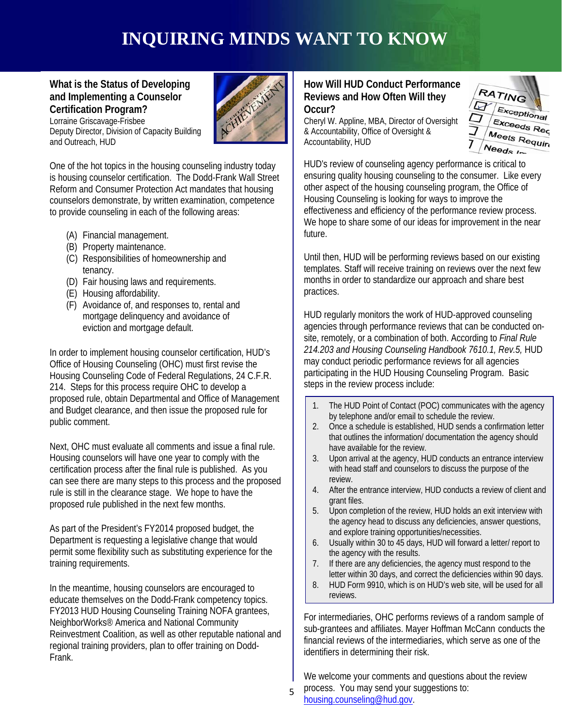# INQUIRING MINDS WANT TO KNOW

## What is the Status of Developing and Implementing a Counselor Certification Program?

Lorraine Griscavage-Frisbee
Deputy Director, Division of Capacity Building and Outreach, HUD

One of the hot topics in the housing counseling industry today is housing counselor certification. The Dodd-Frank Wall Street Reform and Consumer Protection Act mandates that housing counselors demonstrate, by written examination, competence to provide counseling in each of the following areas:

(A) Financial management.
(B) Property maintenance.
(C) Responsibilities of homeownership and tenancy.
(D) Fair housing laws and requirements.
(E) Housing affordability.
(F) Avoidance of, and responses to, rental and mortgage delinquency and avoidance of eviction and mortgage default.

In order to implement housing counselor certification, HUD's Office of Housing Counseling (OHC) must first revise the Housing Counseling Code of Federal Regulations, 24 C.F.R. 214. Steps for this process require OHC to develop a proposed rule, obtain Departmental and Office of Management and Budget clearance, and then issue the proposed rule for public comment.

Next, OHC must evaluate all comments and issue a final rule. Housing counselors will have one year to comply with the certification process after the final rule is published. As you can see there are many steps to this process and the proposed rule is still in the clearance stage. We hope to have the proposed rule published in the next few months.

As part of the President's FY2014 proposed budget, the Department is requesting a legislative change that would permit some flexibility such as substituting experience for the training requirements.

In the meantime, housing counselors are encouraged to educate themselves on the Dodd-Frank competency topics. FY2013 HUD Housing Counseling Training NOFA grantees, NeighborWorks® America and National Community Reinvestment Coalition, as well as other reputable national and regional training providers, plan to offer training on Dodd-Frank.

## How Will HUD Conduct Performance Reviews and How Often Will they Occur?

Cheryl W. Appline, MBA, Director of Oversight & Accountability, Office of Oversight & Accountability, HUD

HUD's review of counseling agency performance is critical to ensuring quality housing counseling to the consumer. Like every other aspect of the housing counseling program, the Office of Housing Counseling is looking for ways to improve the effectiveness and efficiency of the performance review process. We hope to share some of our ideas for improvement in the near future.

Until then, HUD will be performing reviews based on our existing templates. Staff will receive training on reviews over the next few months in order to standardize our approach and share best practices.

HUD regularly monitors the work of HUD-approved counseling agencies through performance reviews that can be conducted on-site, remotely, or a combination of both. According to *Final Rule 214.203 and Housing Counseling Handbook 7610.1, Rev.5,* HUD may conduct periodic performance reviews for all agencies participating in the HUD Housing Counseling Program. Basic steps in the review process include:

1. The HUD Point of Contact (POC) communicates with the agency by telephone and/or email to schedule the review.
2. Once a schedule is established, HUD sends a confirmation letter that outlines the information/ documentation the agency should have available for the review.
3. Upon arrival at the agency, HUD conducts an entrance interview with head staff and counselors to discuss the purpose of the review.
4. After the entrance interview, HUD conducts a review of client and grant files.
5. Upon completion of the review, HUD holds an exit interview with the agency head to discuss any deficiencies, answer questions, and explore training opportunities/necessities.
6. Usually within 30 to 45 days, HUD will forward a letter/ report to the agency with the results.
7. If there are any deficiencies, the agency must respond to the letter within 30 days, and correct the deficiencies within 90 days.
8. HUD Form 9910, which is on HUD's web site, will be used for all reviews.

For intermediaries, OHC performs reviews of a random sample of sub-grantees and affiliates. Mayer Hoffman McCann conducts the financial reviews of the intermediaries, which serve as one of the identifiers in determining their risk.

We welcome your comments and questions about the review process. You may send your suggestions to: [housing.counseling@hud.gov](mailto:housing.counseling@hud.gov).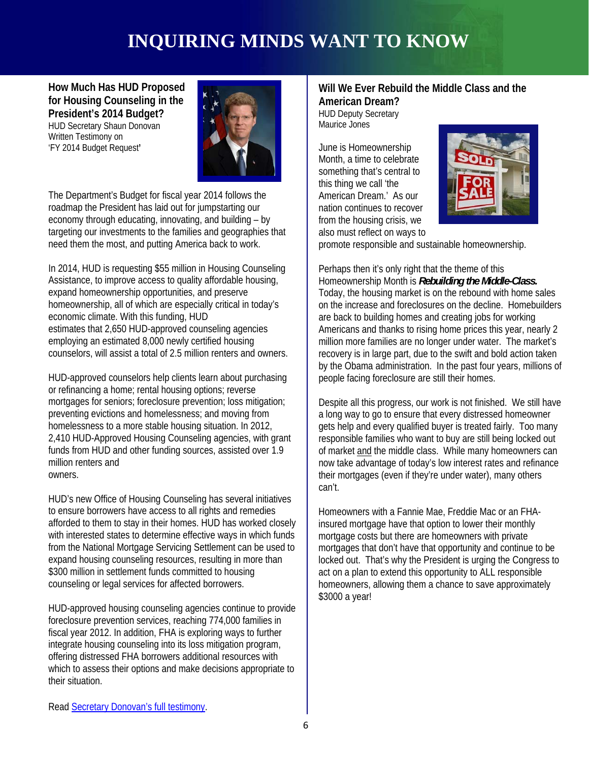# INQUIRING MINDS WANT TO KNOW

## How Much Has HUD Proposed for Housing Counseling in the President's 2014 Budget?

HUD Secretary Shaun Donovan Written Testimony on 'FY 2014 Budget Request'

The Department's Budget for fiscal year 2014 follows the roadmap the President has laid out for jumpstarting our economy through educating, innovating, and building – by targeting our investments to the families and geographies that need them the most, and putting America back to work.

In 2014, HUD is requesting $55 million in Housing Counseling Assistance, to improve access to quality affordable housing, expand homeownership opportunities, and preserve homeownership, all of which are especially critical in today's economic climate. With this funding, HUD estimates that 2,650 HUD-approved counseling agencies employing an estimated 8,000 newly certified housing counselors, will assist a total of 2.5 million renters and owners.

HUD-approved counselors help clients learn about purchasing or refinancing a home; rental housing options; reverse mortgages for seniors; foreclosure prevention; loss mitigation; preventing evictions and homelessness; and moving from homelessness to a more stable housing situation. In 2012, 2,410 HUD-Approved Housing Counseling agencies, with grant funds from HUD and other funding sources, assisted over 1.9 million renters and owners.

HUD's new Office of Housing Counseling has several initiatives to ensure borrowers have access to all rights and remedies afforded to them to stay in their homes. HUD has worked closely with interested states to determine effective ways in which funds from the National Mortgage Servicing Settlement can be used to expand housing counseling resources, resulting in more than $300 million in settlement funds committed to housing counseling or legal services for affected borrowers.

HUD-approved housing counseling agencies continue to provide foreclosure prevention services, reaching 774,000 families in fiscal year 2012. In addition, FHA is exploring ways to further integrate housing counseling into its loss mitigation program, offering distressed FHA borrowers additional resources with which to assess their options and make decisions appropriate to their situation.

Read [Secretary Donovan's full testimony](#).

## Will We Ever Rebuild the Middle Class and the American Dream?

HUD Deputy Secretary Maurice Jones

June is Homeownership Month, a time to celebrate something that's central to this thing we call 'the American Dream.' As our nation continues to recover from the housing crisis, we also must reflect on ways to promote responsible and sustainable homeownership.

Perhaps then it's only right that the theme of this Homeownership Month is ***Rebuilding the Middle-Class.*** Today, the housing market is on the rebound with home sales on the increase and foreclosures on the decline. Homebuilders are back to building homes and creating jobs for working Americans and thanks to rising home prices this year, nearly 2 million more families are no longer under water. The market's recovery is in large part, due to the swift and bold action taken by the Obama administration. In the past four years, millions of people facing foreclosure are still their homes.

Despite all this progress, our work is not finished. We still have a long way to go to ensure that every distressed homeowner gets help and every qualified buyer is treated fairly. Too many responsible families who want to buy are still being locked out of market and the middle class. While many homeowners can now take advantage of today's low interest rates and refinance their mortgages (even if they're under water), many others can't.

Homeowners with a Fannie Mae, Freddie Mac or an FHA-insured mortgage have that option to lower their monthly mortgage costs but there are homeowners with private mortgages that don't have that opportunity and continue to be locked out. That's why the President is urging the Congress to act on a plan to extend this opportunity to ALL responsible homeowners, allowing them a chance to save approximately $3000 a year!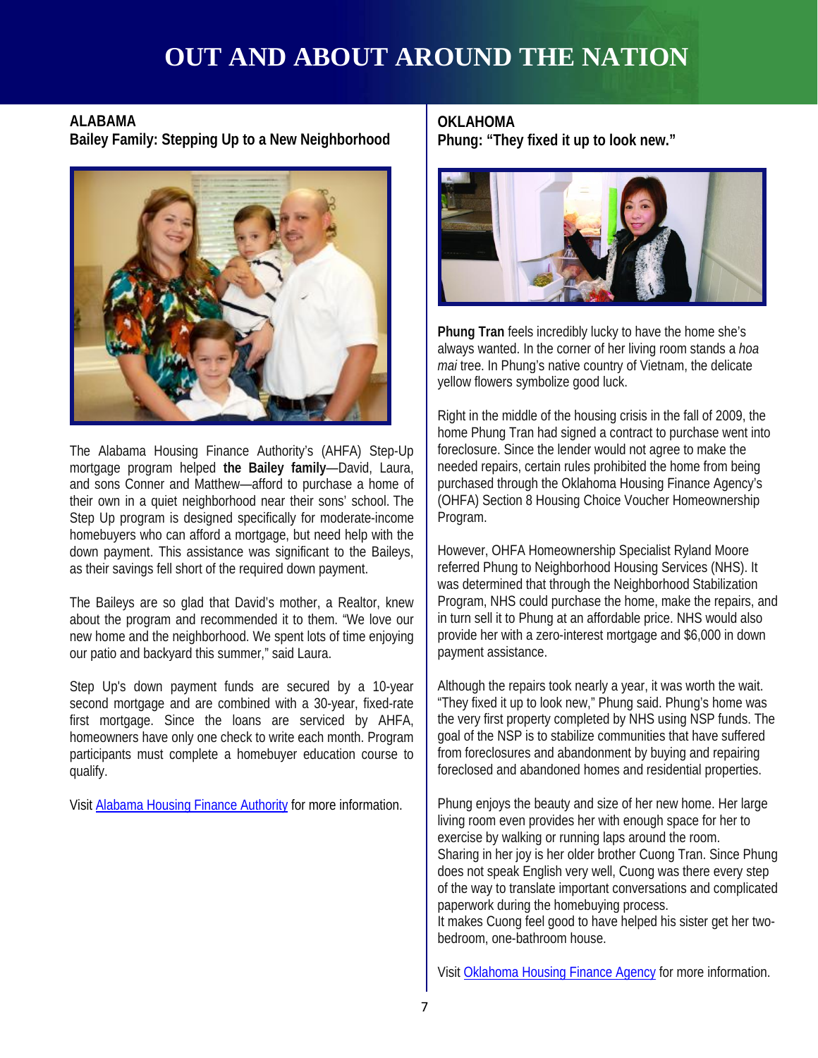# OUT AND ABOUT AROUND THE NATION

## ALABAMA
### Bailey Family: Stepping Up to a New Neighborhood

The Alabama Housing Finance Authority's (AHFA) Step-Up mortgage program helped **the Bailey family**—David, Laura, and sons Conner and Matthew—afford to purchase a home of their own in a quiet neighborhood near their sons' school. The Step Up program is designed specifically for moderate-income homebuyers who can afford a mortgage, but need help with the down payment. This assistance was significant to the Baileys, as their savings fell short of the required down payment.

The Baileys are so glad that David's mother, a Realtor, knew about the program and recommended it to them. "We love our new home and the neighborhood. We spent lots of time enjoying our patio and backyard this summer," said Laura.

Step Up's down payment funds are secured by a 10-year second mortgage and are combined with a 30-year, fixed-rate first mortgage. Since the loans are serviced by AHFA, homeowners have only one check to write each month. Program participants must complete a homebuyer education course to qualify.

Visit Alabama Housing Finance Authority for more information.

## OKLAHOMA
### Phung: "They fixed it up to look new."

**Phung Tran** feels incredibly lucky to have the home she's always wanted. In the corner of her living room stands a *hoa mai* tree. In Phung's native country of Vietnam, the delicate yellow flowers symbolize good luck.

Right in the middle of the housing crisis in the fall of 2009, the home Phung Tran had signed a contract to purchase went into foreclosure. Since the lender would not agree to make the needed repairs, certain rules prohibited the home from being purchased through the Oklahoma Housing Finance Agency's (OHFA) Section 8 Housing Choice Voucher Homeownership Program.

However, OHFA Homeownership Specialist Ryland Moore referred Phung to Neighborhood Housing Services (NHS). It was determined that through the Neighborhood Stabilization Program, NHS could purchase the home, make the repairs, and in turn sell it to Phung at an affordable price. NHS would also provide her with a zero-interest mortgage and $6,000 in down payment assistance.

Although the repairs took nearly a year, it was worth the wait. "They fixed it up to look new," Phung said. Phung's home was the very first property completed by NHS using NSP funds. The goal of the NSP is to stabilize communities that have suffered from foreclosures and abandonment by buying and repairing foreclosed and abandoned homes and residential properties.

Phung enjoys the beauty and size of her new home. Her large living room even provides her with enough space for her to exercise by walking or running laps around the room.
Sharing in her joy is her older brother Cuong Tran. Since Phung does not speak English very well, Cuong was there every step of the way to translate important conversations and complicated paperwork during the homebuying process.
It makes Cuong feel good to have helped his sister get her two-bedroom, one-bathroom house.

Visit Oklahoma Housing Finance Agency for more information.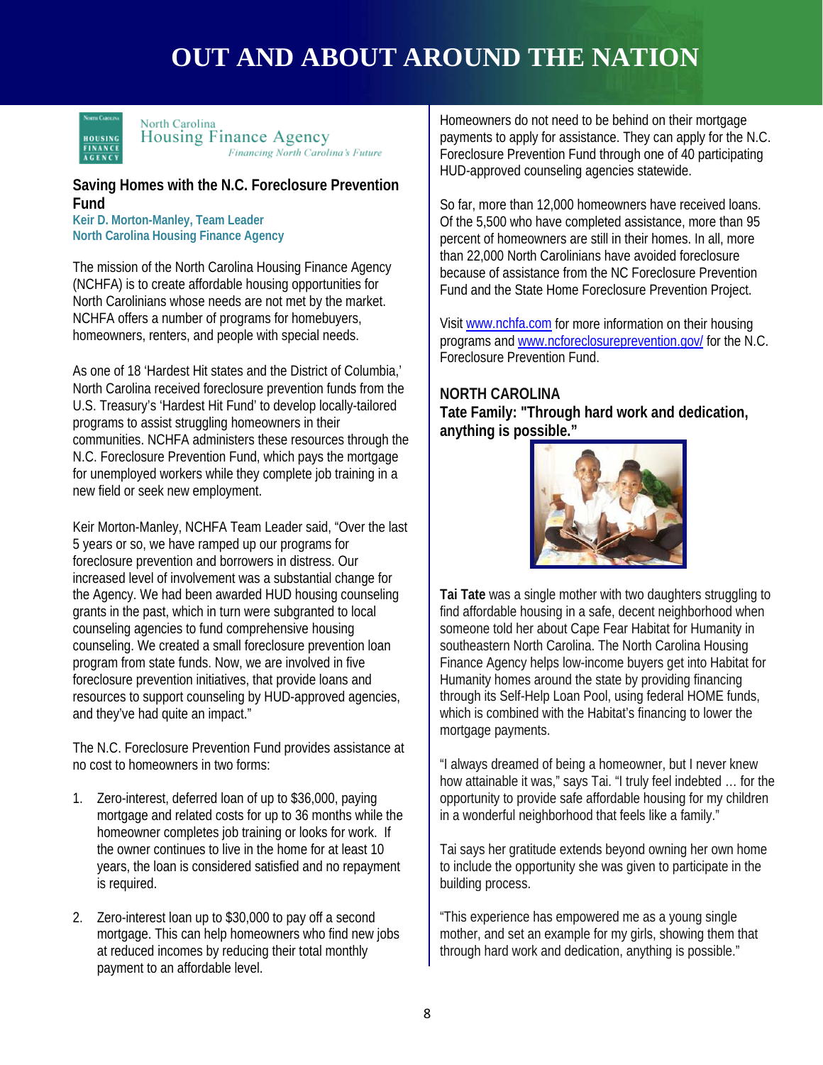# OUT AND ABOUT AROUND THE NATION

North Carolina Housing Finance Agency
*Financing North Carolina's Future*

## Saving Homes with the N.C. Foreclosure Prevention Fund

**Keir D. Morton-Manley, Team Leader**
**North Carolina Housing Finance Agency**

The mission of the North Carolina Housing Finance Agency (NCHFA) is to create affordable housing opportunities for North Carolinians whose needs are not met by the market. NCHFA offers a number of programs for homebuyers, homeowners, renters, and people with special needs.

As one of 18 'Hardest Hit states and the District of Columbia,' North Carolina received foreclosure prevention funds from the U.S. Treasury's 'Hardest Hit Fund' to develop locally-tailored programs to assist struggling homeowners in their communities. NCHFA administers these resources through the N.C. Foreclosure Prevention Fund, which pays the mortgage for unemployed workers while they complete job training in a new field or seek new employment.

Keir Morton-Manley, NCHFA Team Leader said, "Over the last 5 years or so, we have ramped up our programs for foreclosure prevention and borrowers in distress. Our increased level of involvement was a substantial change for the Agency. We had been awarded HUD housing counseling grants in the past, which in turn were subgranted to local counseling agencies to fund comprehensive housing counseling. We created a small foreclosure prevention loan program from state funds. Now, we are involved in five foreclosure prevention initiatives, that provide loans and resources to support counseling by HUD-approved agencies, and they've had quite an impact."

The N.C. Foreclosure Prevention Fund provides assistance at no cost to homeowners in two forms:

1. Zero-interest, deferred loan of up to $36,000, paying mortgage and related costs for up to 36 months while the homeowner completes job training or looks for work. If the owner continues to live in the home for at least 10 years, the loan is considered satisfied and no repayment is required.

2. Zero-interest loan up to $30,000 to pay off a second mortgage. This can help homeowners who find new jobs at reduced incomes by reducing their total monthly payment to an affordable level.

Homeowners do not need to be behind on their mortgage payments to apply for assistance. They can apply for the N.C. Foreclosure Prevention Fund through one of 40 participating HUD-approved counseling agencies statewide.

So far, more than 12,000 homeowners have received loans. Of the 5,500 who have completed assistance, more than 95 percent of homeowners are still in their homes. In all, more than 22,000 North Carolinians have avoided foreclosure because of assistance from the NC Foreclosure Prevention Fund and the State Home Foreclosure Prevention Project.

Visit www.nchfa.com for more information on their housing programs and www.ncforeclosureprevention.gov/ for the N.C. Foreclosure Prevention Fund.

## NORTH CAROLINA

### Tate Family: "Through hard work and dedication, anything is possible."

**Tai Tate** was a single mother with two daughters struggling to find affordable housing in a safe, decent neighborhood when someone told her about Cape Fear Habitat for Humanity in southeastern North Carolina. The North Carolina Housing Finance Agency helps low-income buyers get into Habitat for Humanity homes around the state by providing financing through its Self-Help Loan Pool, using federal HOME funds, which is combined with the Habitat's financing to lower the mortgage payments.

"I always dreamed of being a homeowner, but I never knew how attainable it was," says Tai. "I truly feel indebted … for the opportunity to provide safe affordable housing for my children in a wonderful neighborhood that feels like a family."

Tai says her gratitude extends beyond owning her own home to include the opportunity she was given to participate in the building process.

"This experience has empowered me as a young single mother, and set an example for my girls, showing them that through hard work and dedication, anything is possible."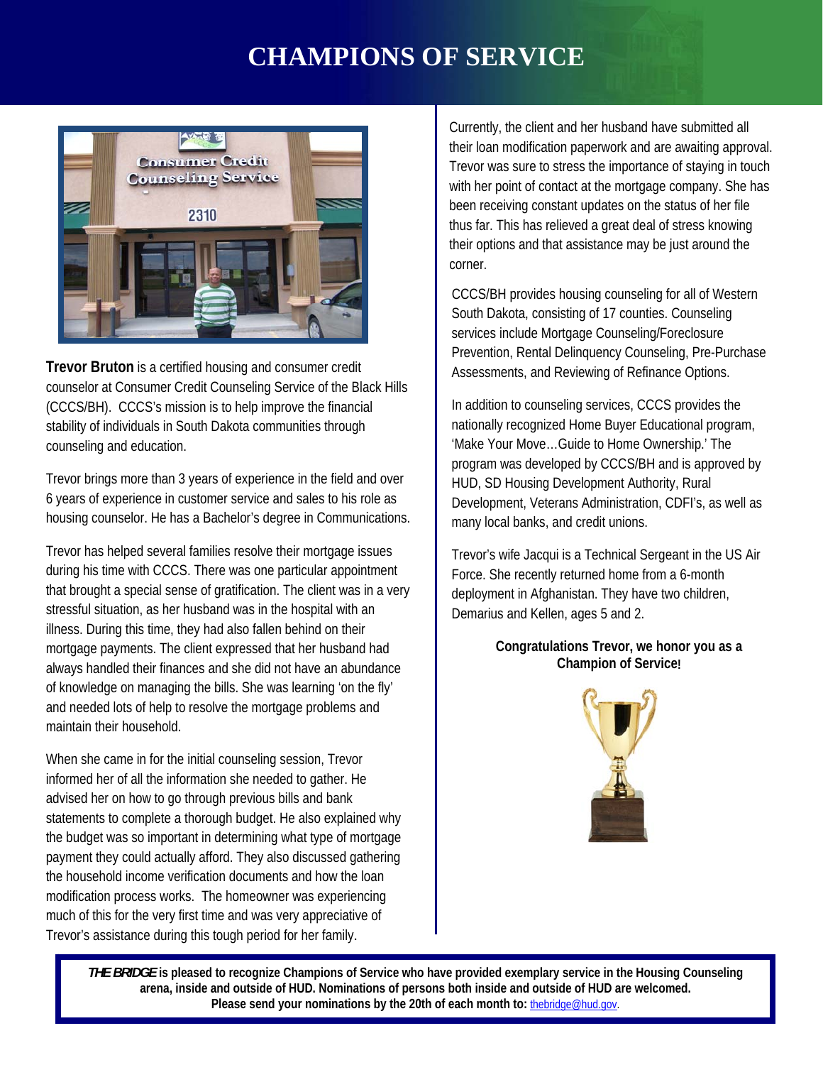# CHAMPIONS OF SERVICE

**Trevor Bruton** is a certified housing and consumer credit counselor at Consumer Credit Counseling Service of the Black Hills (CCCS/BH). CCCS's mission is to help improve the financial stability of individuals in South Dakota communities through counseling and education.

Trevor brings more than 3 years of experience in the field and over 6 years of experience in customer service and sales to his role as housing counselor. He has a Bachelor's degree in Communications.

Trevor has helped several families resolve their mortgage issues during his time with CCCS. There was one particular appointment that brought a special sense of gratification. The client was in a very stressful situation, as her husband was in the hospital with an illness. During this time, they had also fallen behind on their mortgage payments. The client expressed that her husband had always handled their finances and she did not have an abundance of knowledge on managing the bills. She was learning 'on the fly' and needed lots of help to resolve the mortgage problems and maintain their household.

When she came in for the initial counseling session, Trevor informed her of all the information she needed to gather. He advised her on how to go through previous bills and bank statements to complete a thorough budget. He also explained why the budget was so important in determining what type of mortgage payment they could actually afford. They also discussed gathering the household income verification documents and how the loan modification process works. The homeowner was experiencing much of this for the very first time and was very appreciative of Trevor's assistance during this tough period for her family.

Currently, the client and her husband have submitted all their loan modification paperwork and are awaiting approval. Trevor was sure to stress the importance of staying in touch with her point of contact at the mortgage company. She has been receiving constant updates on the status of her file thus far. This has relieved a great deal of stress knowing their options and that assistance may be just around the corner.

CCCS/BH provides housing counseling for all of Western South Dakota, consisting of 17 counties. Counseling services include Mortgage Counseling/Foreclosure Prevention, Rental Delinquency Counseling, Pre-Purchase Assessments, and Reviewing of Refinance Options.

In addition to counseling services, CCCS provides the nationally recognized Home Buyer Educational program, 'Make Your Move…Guide to Home Ownership.' The program was developed by CCCS/BH and is approved by HUD, SD Housing Development Authority, Rural Development, Veterans Administration, CDFI's, as well as many local banks, and credit unions.

Trevor's wife Jacqui is a Technical Sergeant in the US Air Force. She recently returned home from a 6-month deployment in Afghanistan. They have two children, Demarius and Kellen, ages 5 and 2.

**Congratulations Trevor, we honor you as a Champion of Service!**

***THE BRIDGE* is pleased to recognize Champions of Service who have provided exemplary service in the Housing Counseling arena, inside and outside of HUD. Nominations of persons both inside and outside of HUD are welcomed. Please send your nominations by the 20th of each month to:** thebridge@hud.gov.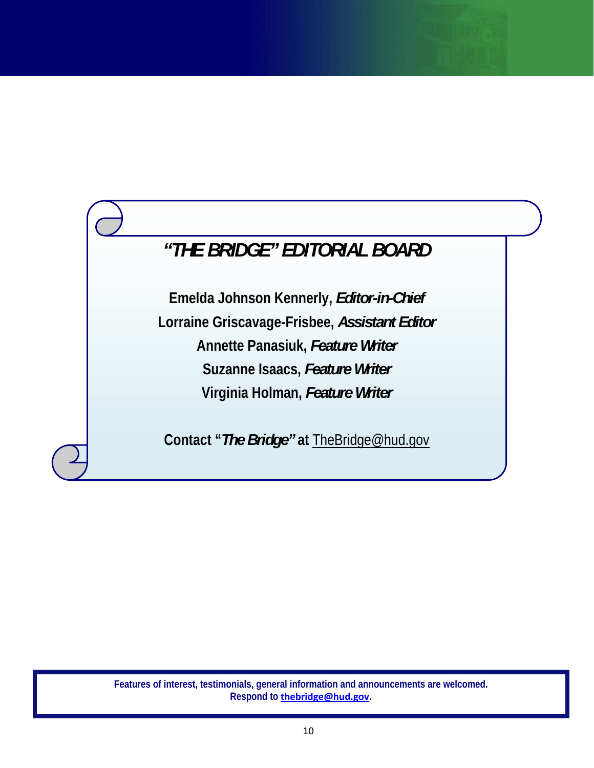## *"THE BRIDGE" EDITORIAL BOARD*

**Emelda Johnson Kennerly, *Editor-in-Chief***

**Lorraine Griscavage-Frisbee, *Assistant Editor***

**Annette Panasiuk, *Feature Writer***

**Suzanne Isaacs, *Feature Writer***

**Virginia Holman, *Feature Writer***

**Contact "*The Bridge*" at** TheBridge@hud.gov

**Features of interest, testimonials, general information and announcements are welcomed.**
**Respond to thebridge@hud.gov.**